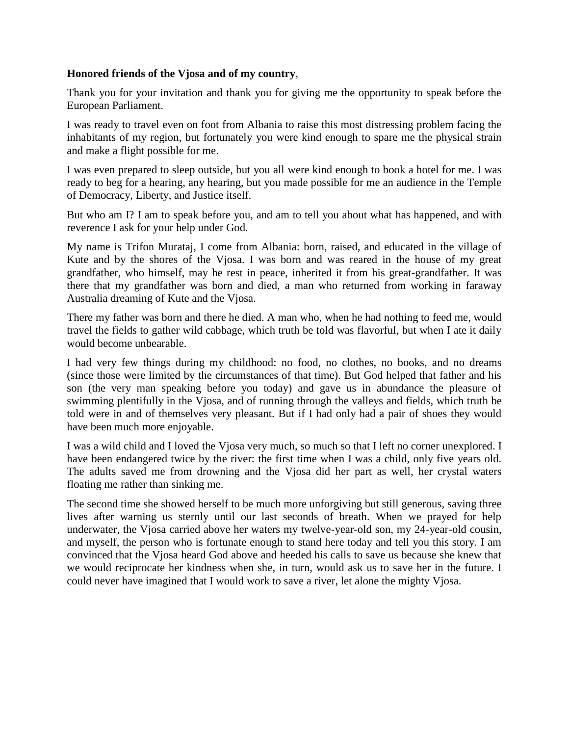**Honored friends of the Vjosa and of my country**,

Thank you for your invitation and thank you for giving me the opportunity to speak before the European Parliament.

I was ready to travel even on foot from Albania to raise this most distressing problem facing the inhabitants of my region, but fortunately you were kind enough to spare me the physical strain and make a flight possible for me.

I was even prepared to sleep outside, but you all were kind enough to book a hotel for me. I was ready to beg for a hearing, any hearing, but you made possible for me an audience in the Temple of Democracy, Liberty, and Justice itself.

But who am I? I am to speak before you, and am to tell you about what has happened, and with reverence I ask for your help under God.

My name is Trifon Murataj, I come from Albania: born, raised, and educated in the village of Kute and by the shores of the Vjosa. I was born and was reared in the house of my great grandfather, who himself, may he rest in peace, inherited it from his great-grandfather. It was there that my grandfather was born and died, a man who returned from working in faraway Australia dreaming of Kute and the Vjosa.

There my father was born and there he died. A man who, when he had nothing to feed me, would travel the fields to gather wild cabbage, which truth be told was flavorful, but when I ate it daily would become unbearable.

I had very few things during my childhood: no food, no clothes, no books, and no dreams (since those were limited by the circumstances of that time). But God helped that father and his son (the very man speaking before you today) and gave us in abundance the pleasure of swimming plentifully in the Vjosa, and of running through the valleys and fields, which truth be told were in and of themselves very pleasant. But if I had only had a pair of shoes they would have been much more enjoyable.

I was a wild child and I loved the Vjosa very much, so much so that I left no corner unexplored. I have been endangered twice by the river: the first time when I was a child, only five years old. The adults saved me from drowning and the Vjosa did her part as well, her crystal waters floating me rather than sinking me.

The second time she showed herself to be much more unforgiving but still generous, saving three lives after warning us sternly until our last seconds of breath. When we prayed for help underwater, the Vjosa carried above her waters my twelve-year-old son, my 24-year-old cousin, and myself, the person who is fortunate enough to stand here today and tell you this story. I am convinced that the Vjosa heard God above and heeded his calls to save us because she knew that we would reciprocate her kindness when she, in turn, would ask us to save her in the future. I could never have imagined that I would work to save a river, let alone the mighty Vjosa.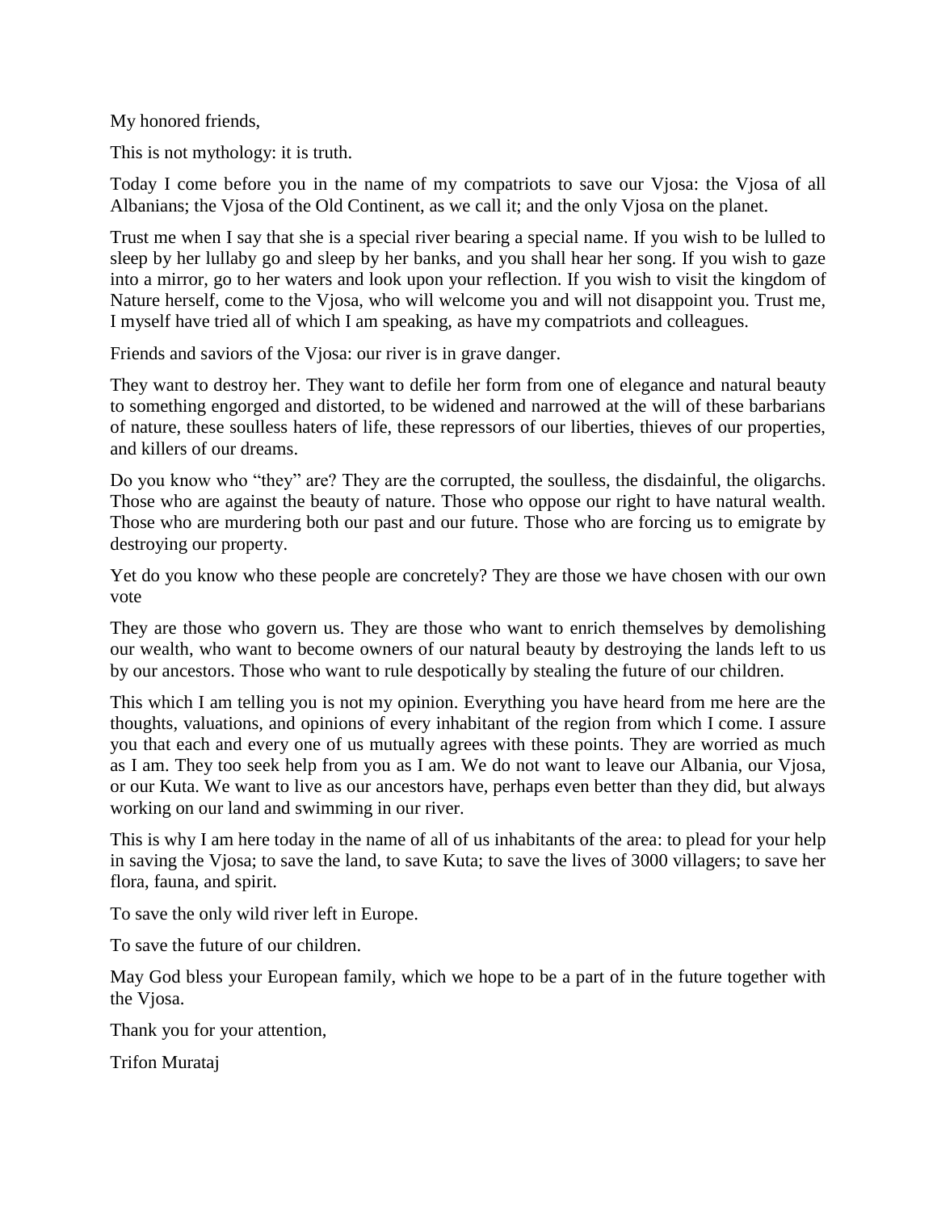My honored friends,

This is not mythology: it is truth.

Today I come before you in the name of my compatriots to save our Vjosa: the Vjosa of all Albanians; the Vjosa of the Old Continent, as we call it; and the only Vjosa on the planet.

Trust me when I say that she is a special river bearing a special name. If you wish to be lulled to sleep by her lullaby go and sleep by her banks, and you shall hear her song. If you wish to gaze into a mirror, go to her waters and look upon your reflection. If you wish to visit the kingdom of Nature herself, come to the Vjosa, who will welcome you and will not disappoint you. Trust me, I myself have tried all of which I am speaking, as have my compatriots and colleagues.

Friends and saviors of the Vjosa: our river is in grave danger.

They want to destroy her. They want to defile her form from one of elegance and natural beauty to something engorged and distorted, to be widened and narrowed at the will of these barbarians of nature, these soulless haters of life, these repressors of our liberties, thieves of our properties, and killers of our dreams.

Do you know who "they" are? They are the corrupted, the soulless, the disdainful, the oligarchs. Those who are against the beauty of nature. Those who oppose our right to have natural wealth. Those who are murdering both our past and our future. Those who are forcing us to emigrate by destroying our property.

Yet do you know who these people are concretely? They are those we have chosen with our own vote

They are those who govern us. They are those who want to enrich themselves by demolishing our wealth, who want to become owners of our natural beauty by destroying the lands left to us by our ancestors. Those who want to rule despotically by stealing the future of our children.

This which I am telling you is not my opinion. Everything you have heard from me here are the thoughts, valuations, and opinions of every inhabitant of the region from which I come. I assure you that each and every one of us mutually agrees with these points. They are worried as much as I am. They too seek help from you as I am. We do not want to leave our Albania, our Vjosa, or our Kuta. We want to live as our ancestors have, perhaps even better than they did, but always working on our land and swimming in our river.

This is why I am here today in the name of all of us inhabitants of the area: to plead for your help in saving the Vjosa; to save the land, to save Kuta; to save the lives of 3000 villagers; to save her flora, fauna, and spirit.

To save the only wild river left in Europe.

To save the future of our children.

May God bless your European family, which we hope to be a part of in the future together with the Vjosa.

Thank you for your attention,

Trifon Murataj